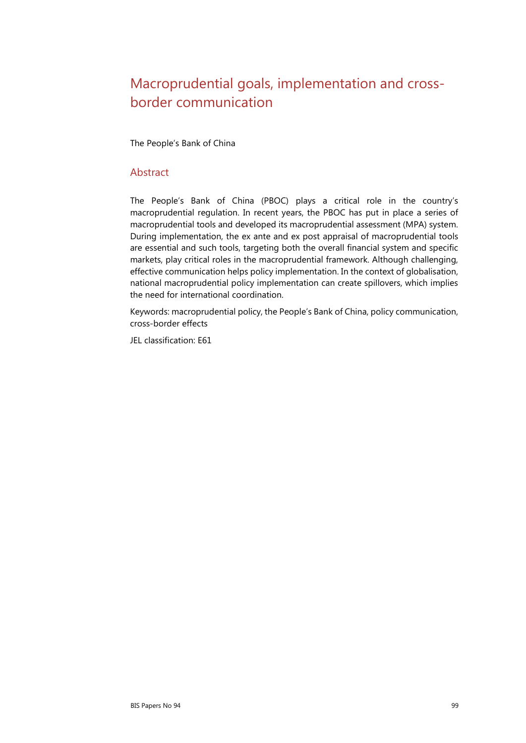# Macroprudential goals, implementation and cross-border communication

The People's Bank of China

## Abstract

The People's Bank of China (PBOC) plays a critical role in the country's macroprudential regulation. In recent years, the PBOC has put in place a series of macroprudential tools and developed its macroprudential assessment (MPA) system. During implementation, the ex ante and ex post appraisal of macroprudential tools are essential and such tools, targeting both the overall financial system and specific markets, play critical roles in the macroprudential framework. Although challenging, effective communication helps policy implementation. In the context of globalisation, national macroprudential policy implementation can create spillovers, which implies the need for international coordination.

Keywords: macroprudential policy, the People's Bank of China, policy communication, cross-border effects

JEL classification: E61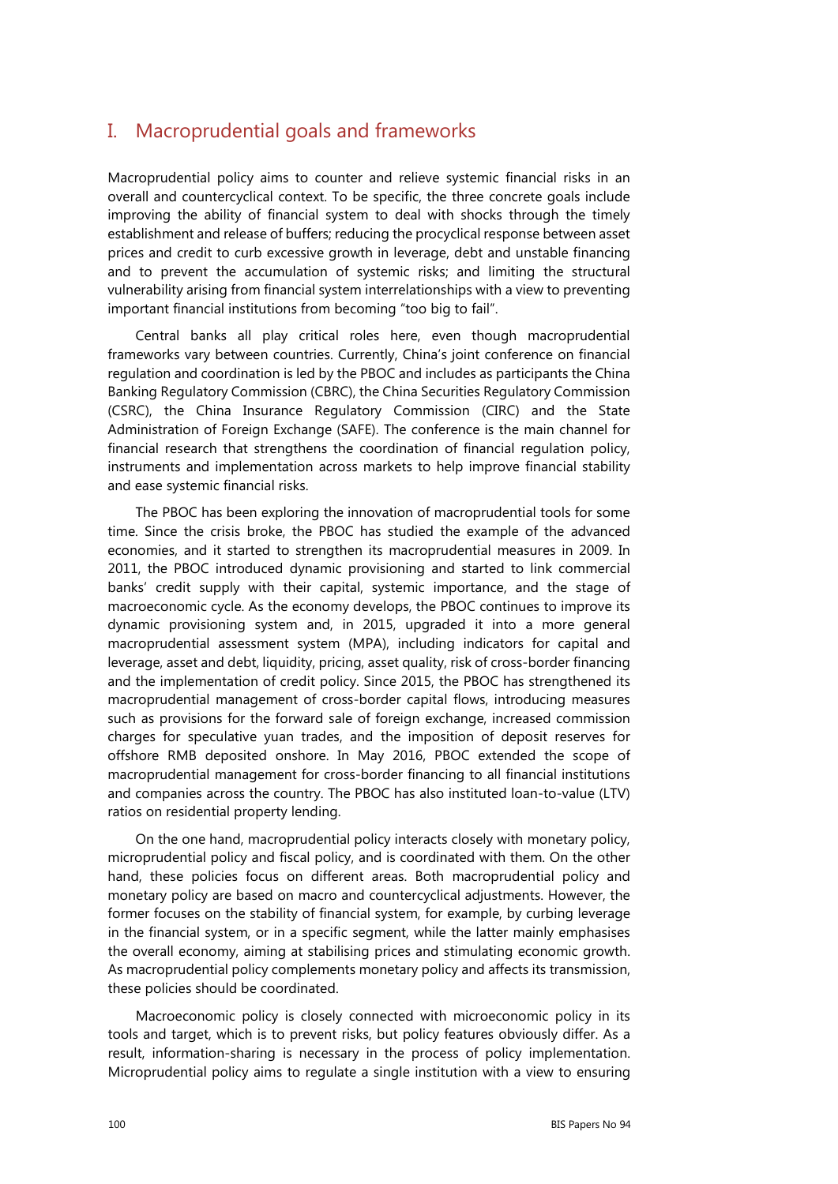## I. Macroprudential goals and frameworks

Macroprudential policy aims to counter and relieve systemic financial risks in an overall and countercyclical context. To be specific, the three concrete goals include improving the ability of financial system to deal with shocks through the timely establishment and release of buffers; reducing the procyclical response between asset prices and credit to curb excessive growth in leverage, debt and unstable financing and to prevent the accumulation of systemic risks; and limiting the structural vulnerability arising from financial system interrelationships with a view to preventing important financial institutions from becoming "too big to fail".

Central banks all play critical roles here, even though macroprudential frameworks vary between countries. Currently, China's joint conference on financial regulation and coordination is led by the PBOC and includes as participants the China Banking Regulatory Commission (CBRC), the China Securities Regulatory Commission (CSRC), the China Insurance Regulatory Commission (CIRC) and the State Administration of Foreign Exchange (SAFE). The conference is the main channel for financial research that strengthens the coordination of financial regulation policy, instruments and implementation across markets to help improve financial stability and ease systemic financial risks.

The PBOC has been exploring the innovation of macroprudential tools for some time. Since the crisis broke, the PBOC has studied the example of the advanced economies, and it started to strengthen its macroprudential measures in 2009. In 2011, the PBOC introduced dynamic provisioning and started to link commercial banks' credit supply with their capital, systemic importance, and the stage of macroeconomic cycle. As the economy develops, the PBOC continues to improve its dynamic provisioning system and, in 2015, upgraded it into a more general macroprudential assessment system (MPA), including indicators for capital and leverage, asset and debt, liquidity, pricing, asset quality, risk of cross-border financing and the implementation of credit policy. Since 2015, the PBOC has strengthened its macroprudential management of cross-border capital flows, introducing measures such as provisions for the forward sale of foreign exchange, increased commission charges for speculative yuan trades, and the imposition of deposit reserves for offshore RMB deposited onshore. In May 2016, PBOC extended the scope of macroprudential management for cross-border financing to all financial institutions and companies across the country. The PBOC has also instituted loan-to-value (LTV) ratios on residential property lending.

On the one hand, macroprudential policy interacts closely with monetary policy, microprudential policy and fiscal policy, and is coordinated with them. On the other hand, these policies focus on different areas. Both macroprudential policy and monetary policy are based on macro and countercyclical adjustments. However, the former focuses on the stability of financial system, for example, by curbing leverage in the financial system, or in a specific segment, while the latter mainly emphasises the overall economy, aiming at stabilising prices and stimulating economic growth. As macroprudential policy complements monetary policy and affects its transmission, these policies should be coordinated.

Macroeconomic policy is closely connected with microeconomic policy in its tools and target, which is to prevent risks, but policy features obviously differ. As a result, information-sharing is necessary in the process of policy implementation. Microprudential policy aims to regulate a single institution with a view to ensuring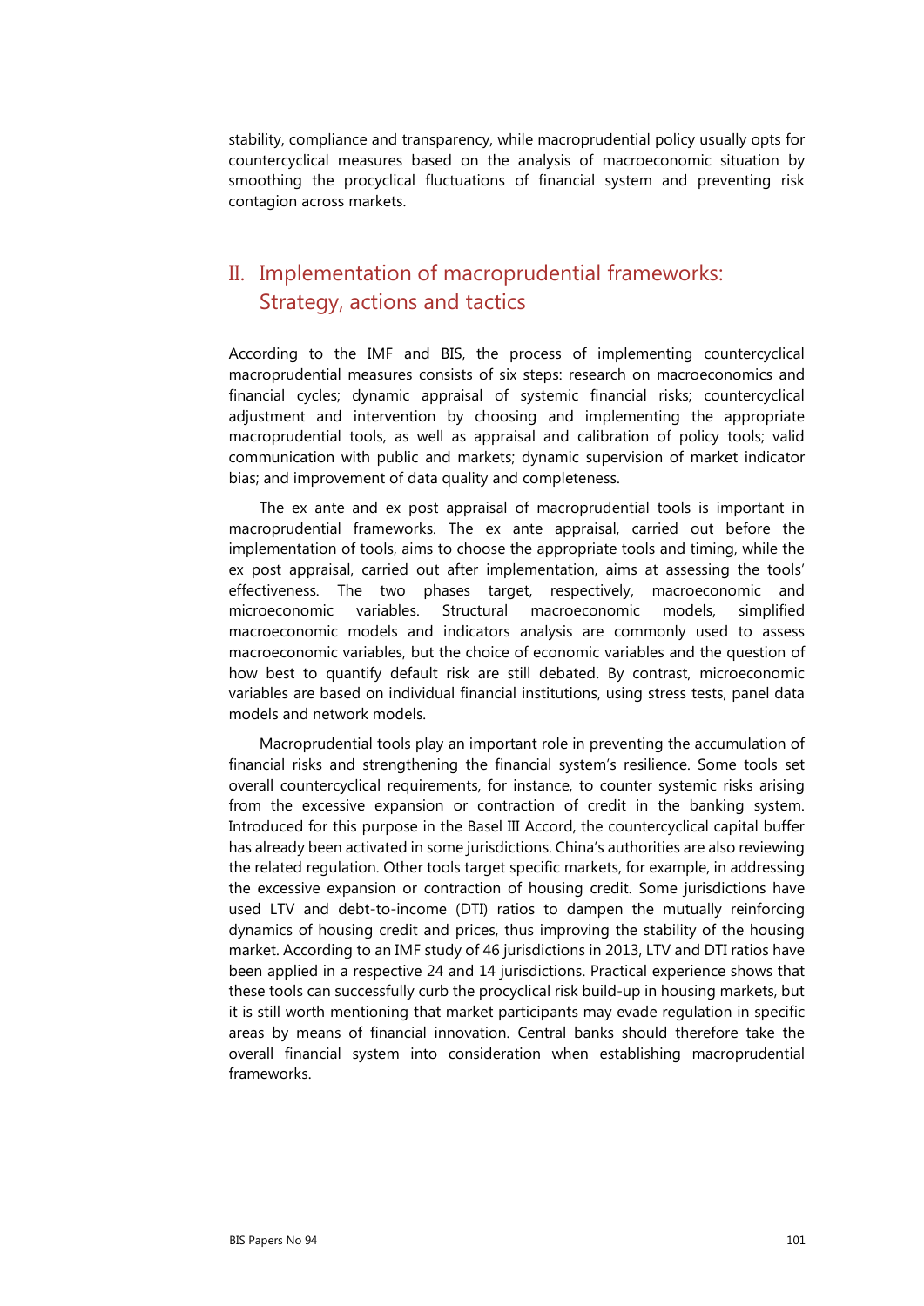stability, compliance and transparency, while macroprudential policy usually opts for countercyclical measures based on the analysis of macroeconomic situation by smoothing the procyclical fluctuations of financial system and preventing risk contagion across markets.

## II. Implementation of macroprudential frameworks: Strategy, actions and tactics

According to the IMF and BIS, the process of implementing countercyclical macroprudential measures consists of six steps: research on macroeconomics and financial cycles; dynamic appraisal of systemic financial risks; countercyclical adjustment and intervention by choosing and implementing the appropriate macroprudential tools, as well as appraisal and calibration of policy tools; valid communication with public and markets; dynamic supervision of market indicator bias; and improvement of data quality and completeness.

The ex ante and ex post appraisal of macroprudential tools is important in macroprudential frameworks. The ex ante appraisal, carried out before the implementation of tools, aims to choose the appropriate tools and timing, while the ex post appraisal, carried out after implementation, aims at assessing the tools' effectiveness. The two phases target, respectively, macroeconomic and microeconomic variables. Structural macroeconomic models, simplified macroeconomic models and indicators analysis are commonly used to assess macroeconomic variables, but the choice of economic variables and the question of how best to quantify default risk are still debated. By contrast, microeconomic variables are based on individual financial institutions, using stress tests, panel data models and network models.

Macroprudential tools play an important role in preventing the accumulation of financial risks and strengthening the financial system's resilience. Some tools set overall countercyclical requirements, for instance, to counter systemic risks arising from the excessive expansion or contraction of credit in the banking system. Introduced for this purpose in the Basel III Accord, the countercyclical capital buffer has already been activated in some jurisdictions. China's authorities are also reviewing the related regulation. Other tools target specific markets, for example, in addressing the excessive expansion or contraction of housing credit. Some jurisdictions have used LTV and debt-to-income (DTI) ratios to dampen the mutually reinforcing dynamics of housing credit and prices, thus improving the stability of the housing market. According to an IMF study of 46 jurisdictions in 2013, LTV and DTI ratios have been applied in a respective 24 and 14 jurisdictions. Practical experience shows that these tools can successfully curb the procyclical risk build-up in housing markets, but it is still worth mentioning that market participants may evade regulation in specific areas by means of financial innovation. Central banks should therefore take the overall financial system into consideration when establishing macroprudential frameworks.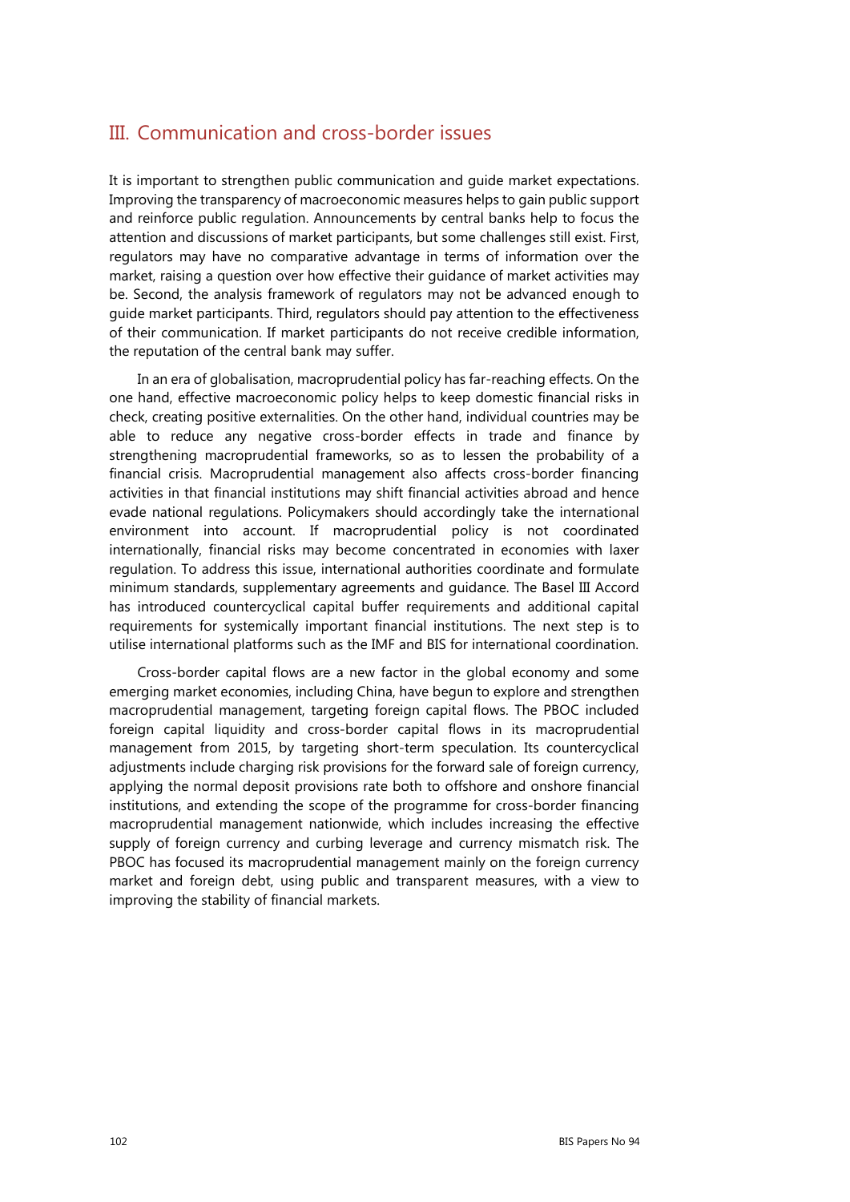## III. Communication and cross-border issues

It is important to strengthen public communication and guide market expectations. Improving the transparency of macroeconomic measures helps to gain public support and reinforce public regulation. Announcements by central banks help to focus the attention and discussions of market participants, but some challenges still exist. First, regulators may have no comparative advantage in terms of information over the market, raising a question over how effective their guidance of market activities may be. Second, the analysis framework of regulators may not be advanced enough to guide market participants. Third, regulators should pay attention to the effectiveness of their communication. If market participants do not receive credible information, the reputation of the central bank may suffer.

In an era of globalisation, macroprudential policy has far-reaching effects. On the one hand, effective macroeconomic policy helps to keep domestic financial risks in check, creating positive externalities. On the other hand, individual countries may be able to reduce any negative cross-border effects in trade and finance by strengthening macroprudential frameworks, so as to lessen the probability of a financial crisis. Macroprudential management also affects cross-border financing activities in that financial institutions may shift financial activities abroad and hence evade national regulations. Policymakers should accordingly take the international environment into account. If macroprudential policy is not coordinated internationally, financial risks may become concentrated in economies with laxer regulation. To address this issue, international authorities coordinate and formulate minimum standards, supplementary agreements and guidance. The Basel III Accord has introduced countercyclical capital buffer requirements and additional capital requirements for systemically important financial institutions. The next step is to utilise international platforms such as the IMF and BIS for international coordination.

Cross-border capital flows are a new factor in the global economy and some emerging market economies, including China, have begun to explore and strengthen macroprudential management, targeting foreign capital flows. The PBOC included foreign capital liquidity and cross-border capital flows in its macroprudential management from 2015, by targeting short-term speculation. Its countercyclical adjustments include charging risk provisions for the forward sale of foreign currency, applying the normal deposit provisions rate both to offshore and onshore financial institutions, and extending the scope of the programme for cross-border financing macroprudential management nationwide, which includes increasing the effective supply of foreign currency and curbing leverage and currency mismatch risk. The PBOC has focused its macroprudential management mainly on the foreign currency market and foreign debt, using public and transparent measures, with a view to improving the stability of financial markets.